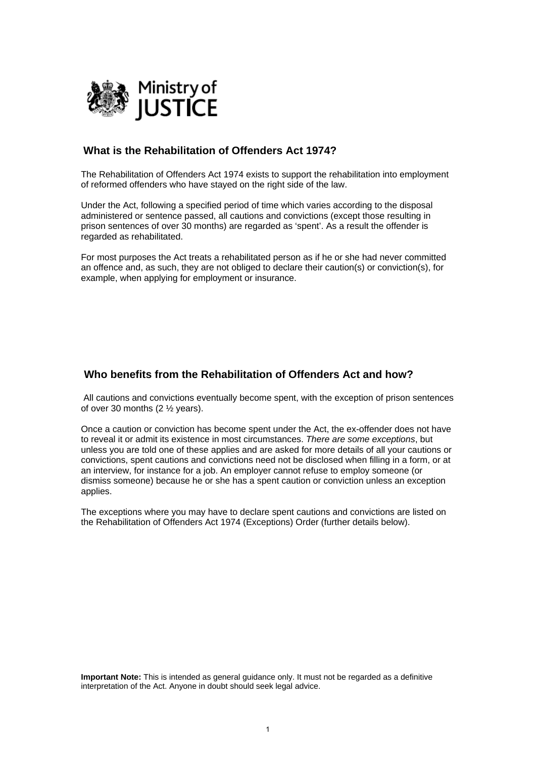Ministry of JUSTICE

## What is the Rehabilitation of Offenders Act 1974?

The Rehabilitation of Offenders Act 1974 exists to support the rehabilitation into employment of reformed offenders who have stayed on the right side of the law.

Under the Act, following a specified period of time which varies according to the disposal administered or sentence passed, all cautions and convictions (except those resulting in prison sentences of over 30 months) are regarded as 'spent'. As a result the offender is regarded as rehabilitated.

For most purposes the Act treats a rehabilitated person as if he or she had never committed an offence and, as such, they are not obliged to declare their caution(s) or conviction(s), for example, when applying for employment or insurance.

## Who benefits from the Rehabilitation of Offenders Act and how?

All cautions and convictions eventually become spent, with the exception of prison sentences of over 30 months (2 ½ years).

Once a caution or conviction has become spent under the Act, the ex-offender does not have to reveal it or admit its existence in most circumstances. *There are some exceptions*, but unless you are told one of these applies and are asked for more details of all your cautions or convictions, spent cautions and convictions need not be disclosed when filling in a form, or at an interview, for instance for a job. An employer cannot refuse to employ someone (or dismiss someone) because he or she has a spent caution or conviction unless an exception applies.

The exceptions where you may have to declare spent cautions and convictions are listed on the Rehabilitation of Offenders Act 1974 (Exceptions) Order (further details below).

**Important Note:** This is intended as general guidance only. It must not be regarded as a definitive interpretation of the Act. Anyone in doubt should seek legal advice.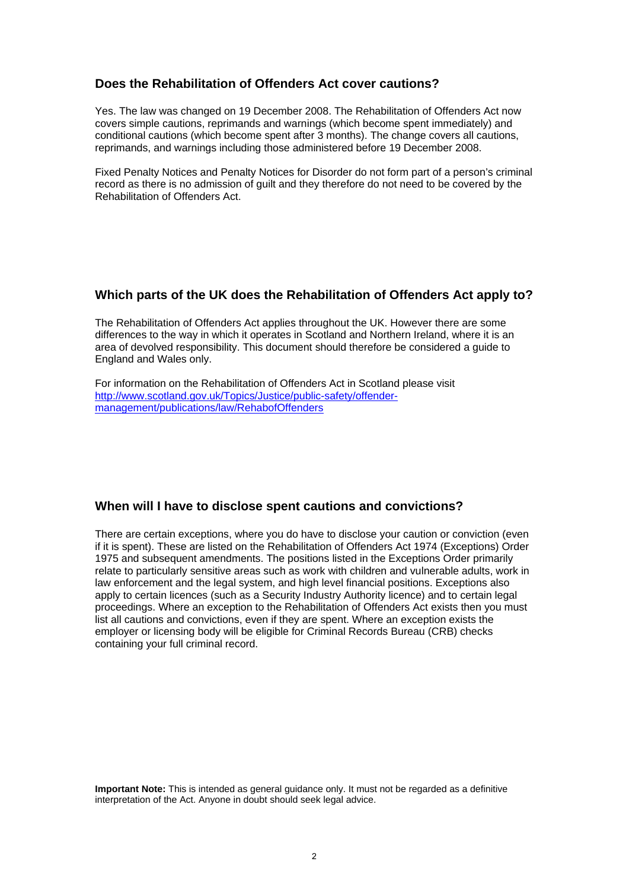## Does the Rehabilitation of Offenders Act cover cautions?

Yes. The law was changed on 19 December 2008. The Rehabilitation of Offenders Act now covers simple cautions, reprimands and warnings (which become spent immediately) and conditional cautions (which become spent after 3 months). The change covers all cautions, reprimands, and warnings including those administered before 19 December 2008.

Fixed Penalty Notices and Penalty Notices for Disorder do not form part of a person's criminal record as there is no admission of guilt and they therefore do not need to be covered by the Rehabilitation of Offenders Act.

## Which parts of the UK does the Rehabilitation of Offenders Act apply to?

The Rehabilitation of Offenders Act applies throughout the UK. However there are some differences to the way in which it operates in Scotland and Northern Ireland, where it is an area of devolved responsibility. This document should therefore be considered a guide to England and Wales only.

For information on the Rehabilitation of Offenders Act in Scotland please visit [http://www.scotland.gov.uk/Topics/Justice/public-safety/offender-management/publications/law/RehabofOffenders](http://www.scotland.gov.uk/Topics/Justice/public-safety/offender-management/publications/law/RehabofOffenders)

## When will I have to disclose spent cautions and convictions?

There are certain exceptions, where you do have to disclose your caution or conviction (even if it is spent). These are listed on the Rehabilitation of Offenders Act 1974 (Exceptions) Order 1975 and subsequent amendments. The positions listed in the Exceptions Order primarily relate to particularly sensitive areas such as work with children and vulnerable adults, work in law enforcement and the legal system, and high level financial positions. Exceptions also apply to certain licences (such as a Security Industry Authority licence) and to certain legal proceedings. Where an exception to the Rehabilitation of Offenders Act exists then you must list all cautions and convictions, even if they are spent. Where an exception exists the employer or licensing body will be eligible for Criminal Records Bureau (CRB) checks containing your full criminal record.

**Important Note:** This is intended as general guidance only. It must not be regarded as a definitive interpretation of the Act. Anyone in doubt should seek legal advice.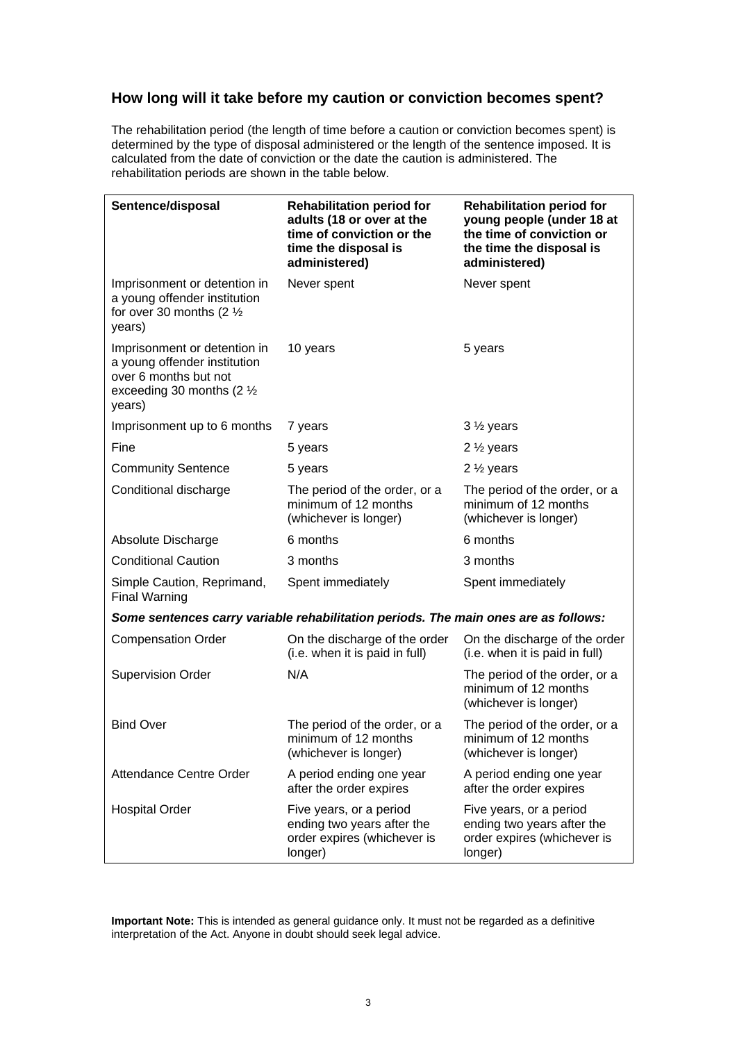## How long will it take before my caution or conviction becomes spent?

The rehabilitation period (the length of time before a caution or conviction becomes spent) is determined by the type of disposal administered or the length of the sentence imposed. It is calculated from the date of conviction or the date the caution is administered. The rehabilitation periods are shown in the table below.

| Sentence/disposal | Rehabilitation period for adults (18 or over at the time of conviction or the time the disposal is administered) | Rehabilitation period for young people (under 18 at the time of conviction or the time the disposal is administered) |
|---|---|---|
| Imprisonment or detention in a young offender institution for over 30 months (2 ½ years) | Never spent | Never spent |
| Imprisonment or detention in a young offender institution over 6 months but not exceeding 30 months (2 ½ years) | 10 years | 5 years |
| Imprisonment up to 6 months | 7 years | 3 ½ years |
| Fine | 5 years | 2 ½ years |
| Community Sentence | 5 years | 2 ½ years |
| Conditional discharge | The period of the order, or a minimum of 12 months (whichever is longer) | The period of the order, or a minimum of 12 months (whichever is longer) |
| Absolute Discharge | 6 months | 6 months |
| Conditional Caution | 3 months | 3 months |
| Simple Caution, Reprimand, Final Warning | Spent immediately | Spent immediately |
| ***Some sentences carry variable rehabilitation periods. The main ones are as follows:*** | | |
| Compensation Order | On the discharge of the order (i.e. when it is paid in full) | On the discharge of the order (i.e. when it is paid in full) |
| Supervision Order | N/A | The period of the order, or a minimum of 12 months (whichever is longer) |
| Bind Over | The period of the order, or a minimum of 12 months (whichever is longer) | The period of the order, or a minimum of 12 months (whichever is longer) |
| Attendance Centre Order | A period ending one year after the order expires | A period ending one year after the order expires |
| Hospital Order | Five years, or a period ending two years after the order expires (whichever is longer) | Five years, or a period ending two years after the order expires (whichever is longer) |

**Important Note:** This is intended as general guidance only. It must not be regarded as a definitive interpretation of the Act. Anyone in doubt should seek legal advice.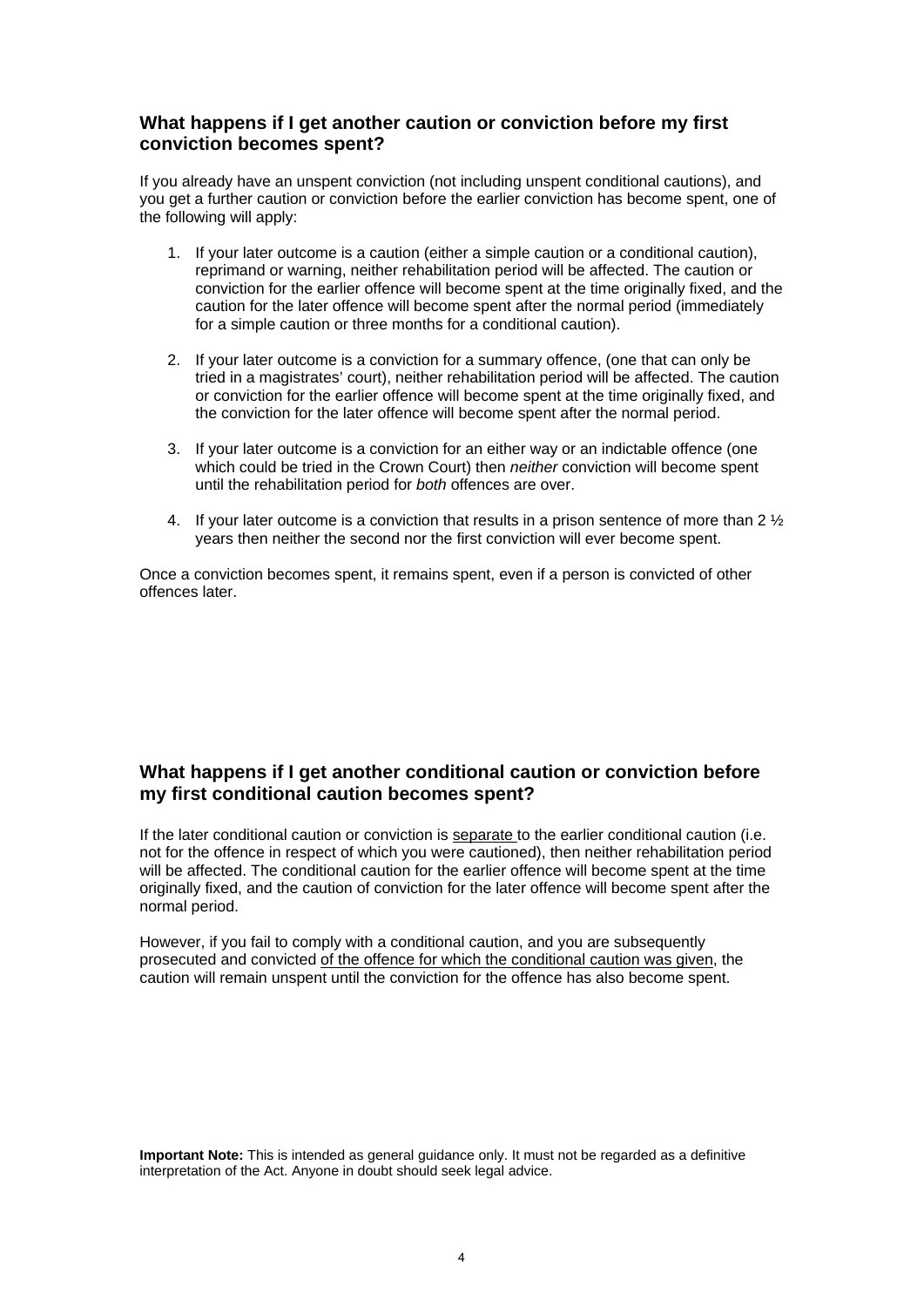## What happens if I get another caution or conviction before my first conviction becomes spent?

If you already have an unspent conviction (not including unspent conditional cautions), and you get a further caution or conviction before the earlier conviction has become spent, one of the following will apply:

1. If your later outcome is a caution (either a simple caution or a conditional caution), reprimand or warning, neither rehabilitation period will be affected. The caution or conviction for the earlier offence will become spent at the time originally fixed, and the caution for the later offence will become spent after the normal period (immediately for a simple caution or three months for a conditional caution).

2. If your later outcome is a conviction for a summary offence, (one that can only be tried in a magistrates' court), neither rehabilitation period will be affected. The caution or conviction for the earlier offence will become spent at the time originally fixed, and the conviction for the later offence will become spent after the normal period.

3. If your later outcome is a conviction for an either way or an indictable offence (one which could be tried in the Crown Court) then *neither* conviction will become spent until the rehabilitation period for *both* offences are over.

4. If your later outcome is a conviction that results in a prison sentence of more than 2 ½ years then neither the second nor the first conviction will ever become spent.

Once a conviction becomes spent, it remains spent, even if a person is convicted of other offences later.

## What happens if I get another conditional caution or conviction before my first conditional caution becomes spent?

If the later conditional caution or conviction is <u>separate</u> to the earlier conditional caution (i.e. not for the offence in respect of which you were cautioned), then neither rehabilitation period will be affected. The conditional caution for the earlier offence will become spent at the time originally fixed, and the caution of conviction for the later offence will become spent after the normal period.

However, if you fail to comply with a conditional caution, and you are subsequently prosecuted and convicted <u>of the offence for which the conditional caution was given</u>, the caution will remain unspent until the conviction for the offence has also become spent.

**Important Note:** This is intended as general guidance only. It must not be regarded as a definitive interpretation of the Act. Anyone in doubt should seek legal advice.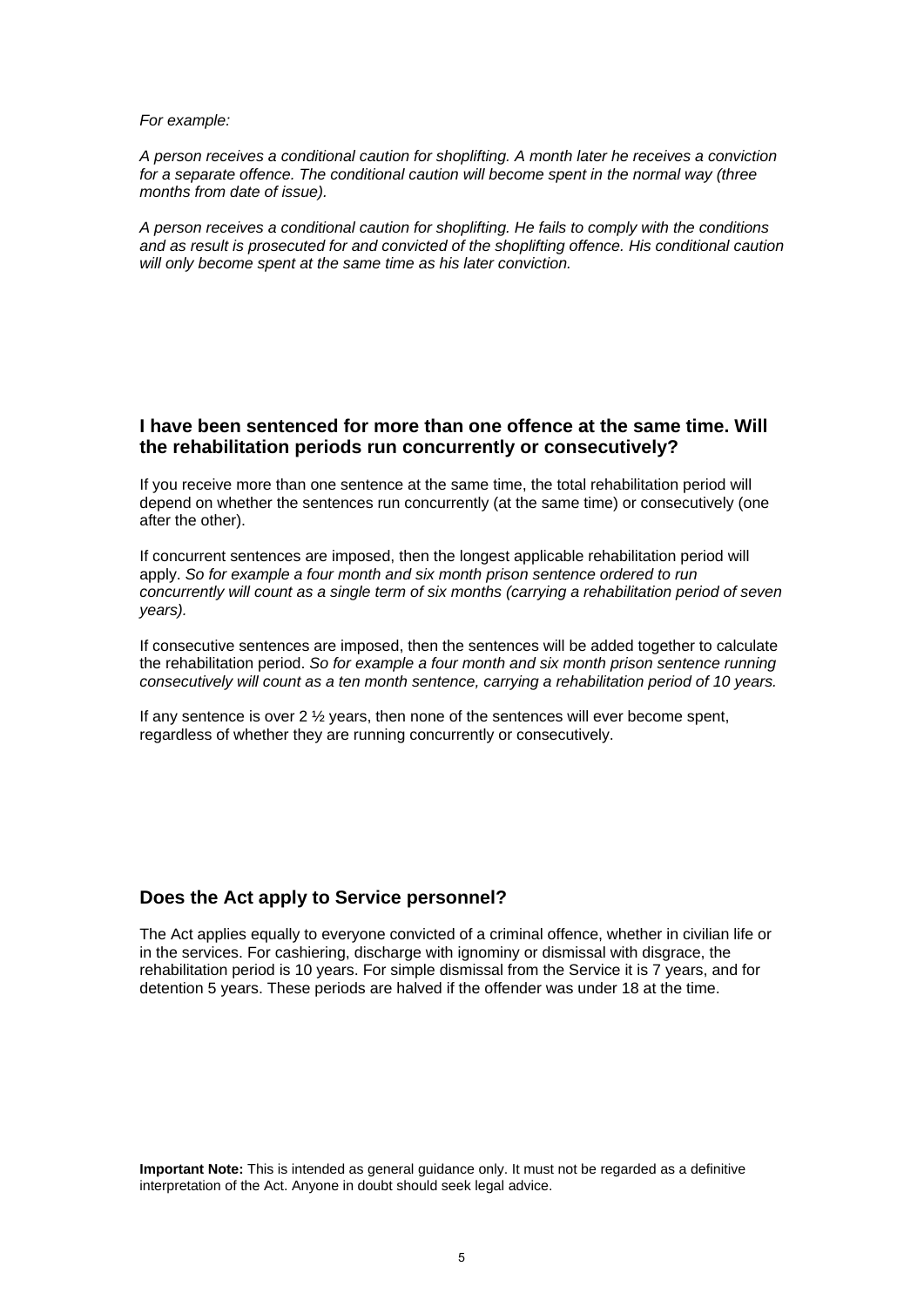*For example:*

*A person receives a conditional caution for shoplifting. A month later he receives a conviction for a separate offence. The conditional caution will become spent in the normal way (three months from date of issue).*

*A person receives a conditional caution for shoplifting. He fails to comply with the conditions and as result is prosecuted for and convicted of the shoplifting offence. His conditional caution will only become spent at the same time as his later conviction.*

## I have been sentenced for more than one offence at the same time. Will the rehabilitation periods run concurrently or consecutively?

If you receive more than one sentence at the same time, the total rehabilitation period will depend on whether the sentences run concurrently (at the same time) or consecutively (one after the other).

If concurrent sentences are imposed, then the longest applicable rehabilitation period will apply. *So for example a four month and six month prison sentence ordered to run concurrently will count as a single term of six months (carrying a rehabilitation period of seven years).*

If consecutive sentences are imposed, then the sentences will be added together to calculate the rehabilitation period. *So for example a four month and six month prison sentence running consecutively will count as a ten month sentence, carrying a rehabilitation period of 10 years.*

If any sentence is over 2 ½ years, then none of the sentences will ever become spent, regardless of whether they are running concurrently or consecutively.

## Does the Act apply to Service personnel?

The Act applies equally to everyone convicted of a criminal offence, whether in civilian life or in the services. For cashiering, discharge with ignominy or dismissal with disgrace, the rehabilitation period is 10 years. For simple dismissal from the Service it is 7 years, and for detention 5 years. These periods are halved if the offender was under 18 at the time.

**Important Note:** This is intended as general guidance only. It must not be regarded as a definitive interpretation of the Act. Anyone in doubt should seek legal advice.